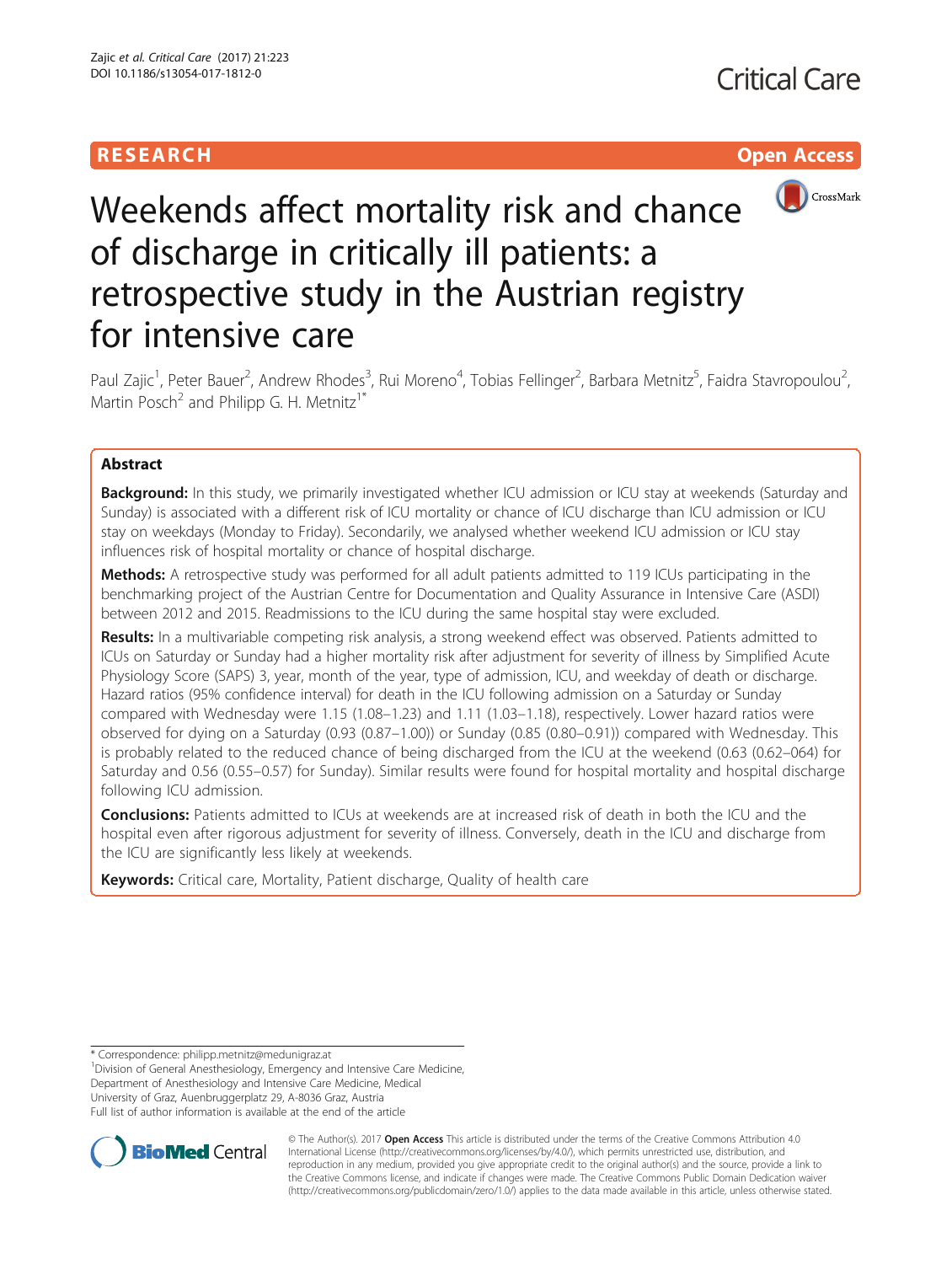RESEARCH

Open Access

# Weekends affect mortality risk and chance of discharge in critically ill patients: a retrospective study in the Austrian registry for intensive care

Paul Zajic[1], Peter Bauer[2], Andrew Rhodes[3], Rui Moreno[4], Tobias Fellinger[2], Barbara Metnitz[5], Faidra Stavropoulou[2], Martin Posch[2] and Philipp G. H. Metnitz[1*]

## Abstract

**Background:** In this study, we primarily investigated whether ICU admission or ICU stay at weekends (Saturday and Sunday) is associated with a different risk of ICU mortality or chance of ICU discharge than ICU admission or ICU stay on weekdays (Monday to Friday). Secondarily, we analysed whether weekend ICU admission or ICU stay influences risk of hospital mortality or chance of hospital discharge.

**Methods:** A retrospective study was performed for all adult patients admitted to 119 ICUs participating in the benchmarking project of the Austrian Centre for Documentation and Quality Assurance in Intensive Care (ASDI) between 2012 and 2015. Readmissions to the ICU during the same hospital stay were excluded.

**Results:** In a multivariable competing risk analysis, a strong weekend effect was observed. Patients admitted to ICUs on Saturday or Sunday had a higher mortality risk after adjustment for severity of illness by Simplified Acute Physiology Score (SAPS) 3, year, month of the year, type of admission, ICU, and weekday of death or discharge. Hazard ratios (95% confidence interval) for death in the ICU following admission on a Saturday or Sunday compared with Wednesday were 1.15 (1.08–1.23) and 1.11 (1.03–1.18), respectively. Lower hazard ratios were observed for dying on a Saturday (0.93 (0.87–1.00)) or Sunday (0.85 (0.80–0.91)) compared with Wednesday. This is probably related to the reduced chance of being discharged from the ICU at the weekend (0.63 (0.62–064) for Saturday and 0.56 (0.55–0.57) for Sunday). Similar results were found for hospital mortality and hospital discharge following ICU admission.

**Conclusions:** Patients admitted to ICUs at weekends are at increased risk of death in both the ICU and the hospital even after rigorous adjustment for severity of illness. Conversely, death in the ICU and discharge from the ICU are significantly less likely at weekends.

**Keywords:** Critical care, Mortality, Patient discharge, Quality of health care

---

* Correspondence: philipp.metnitz@medunigraz.at
[1]Division of General Anesthesiology, Emergency and Intensive Care Medicine, Department of Anesthesiology and Intensive Care Medicine, Medical University of Graz, Auenbruggerplatz 29, A-8036 Graz, Austria
Full list of author information is available at the end of the article

© The Author(s). 2017 **Open Access** This article is distributed under the terms of the Creative Commons Attribution 4.0 International License (http://creativecommons.org/licenses/by/4.0/), which permits unrestricted use, distribution, and reproduction in any medium, provided you give appropriate credit to the original author(s) and the source, provide a link to the Creative Commons license, and indicate if changes were made. The Creative Commons Public Domain Dedication waiver (http://creativecommons.org/publicdomain/zero/1.0/) applies to the data made available in this article, unless otherwise stated.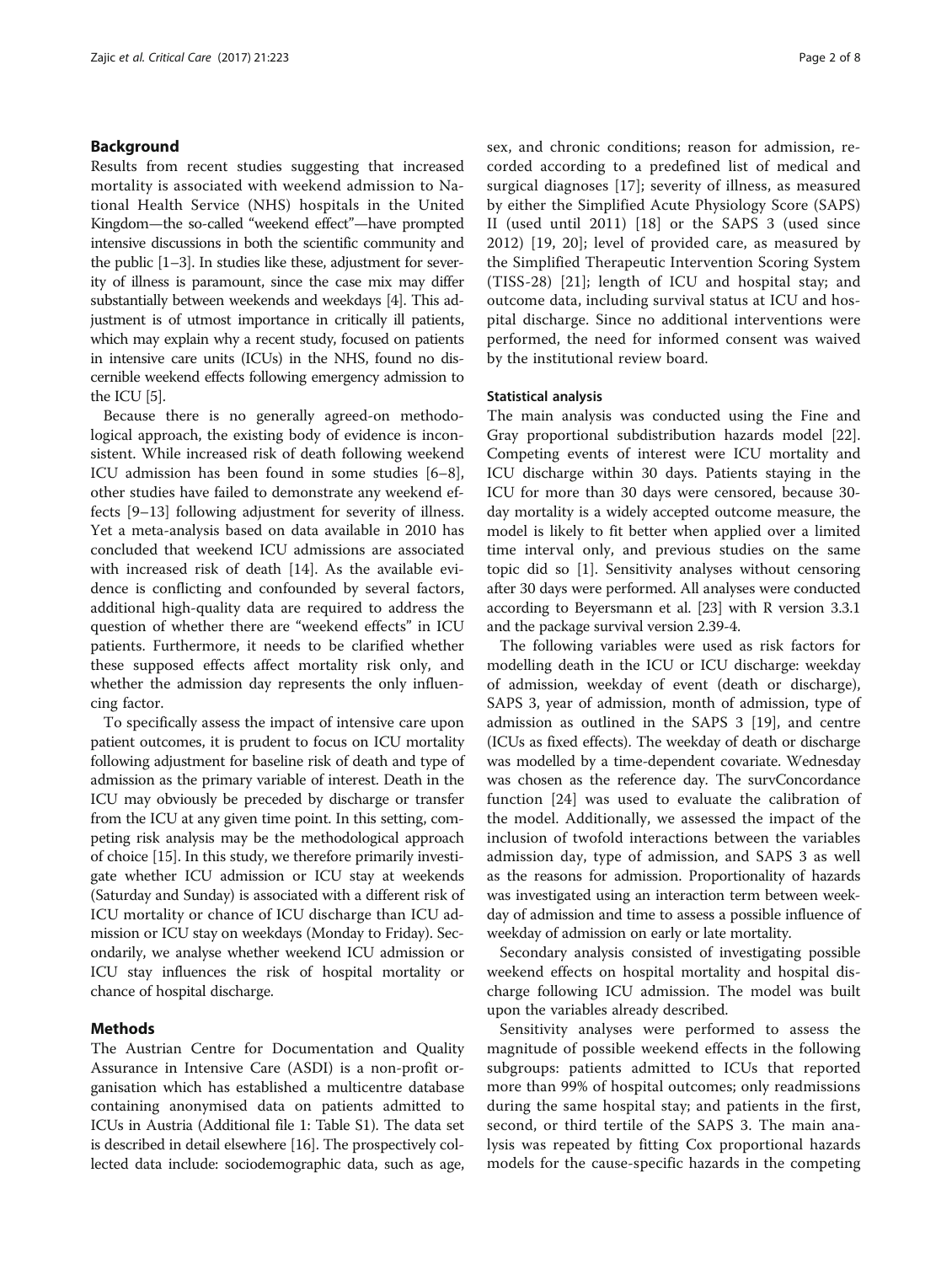## Background

Results from recent studies suggesting that increased mortality is associated with weekend admission to National Health Service (NHS) hospitals in the United Kingdom—the so-called "weekend effect"—have prompted intensive discussions in both the scientific community and the public [1–3]. In studies like these, adjustment for severity of illness is paramount, since the case mix may differ substantially between weekends and weekdays [4]. This adjustment is of utmost importance in critically ill patients, which may explain why a recent study, focused on patients in intensive care units (ICUs) in the NHS, found no discernible weekend effects following emergency admission to the ICU [5].

Because there is no generally agreed-on methodological approach, the existing body of evidence is inconsistent. While increased risk of death following weekend ICU admission has been found in some studies [6–8], other studies have failed to demonstrate any weekend effects [9–13] following adjustment for severity of illness. Yet a meta-analysis based on data available in 2010 has concluded that weekend ICU admissions are associated with increased risk of death [14]. As the available evidence is conflicting and confounded by several factors, additional high-quality data are required to address the question of whether there are "weekend effects" in ICU patients. Furthermore, it needs to be clarified whether these supposed effects affect mortality risk only, and whether the admission day represents the only influencing factor.

To specifically assess the impact of intensive care upon patient outcomes, it is prudent to focus on ICU mortality following adjustment for baseline risk of death and type of admission as the primary variable of interest. Death in the ICU may obviously be preceded by discharge or transfer from the ICU at any given time point. In this setting, competing risk analysis may be the methodological approach of choice [15]. In this study, we therefore primarily investigate whether ICU admission or ICU stay at weekends (Saturday and Sunday) is associated with a different risk of ICU mortality or chance of ICU discharge than ICU admission or ICU stay on weekdays (Monday to Friday). Secondarily, we analyse whether weekend ICU admission or ICU stay influences the risk of hospital mortality or chance of hospital discharge.

## Methods

The Austrian Centre for Documentation and Quality Assurance in Intensive Care (ASDI) is a non-profit organisation which has established a multicentre database containing anonymised data on patients admitted to ICUs in Austria (Additional file 1: Table S1). The data set is described in detail elsewhere [16]. The prospectively collected data include: sociodemographic data, such as age, sex, and chronic conditions; reason for admission, recorded according to a predefined list of medical and surgical diagnoses [17]; severity of illness, as measured by either the Simplified Acute Physiology Score (SAPS) II (used until 2011) [18] or the SAPS 3 (used since 2012) [19, 20]; level of provided care, as measured by the Simplified Therapeutic Intervention Scoring System (TISS-28) [21]; length of ICU and hospital stay; and outcome data, including survival status at ICU and hospital discharge. Since no additional interventions were performed, the need for informed consent was waived by the institutional review board.

### Statistical analysis

The main analysis was conducted using the Fine and Gray proportional subdistribution hazards model [22]. Competing events of interest were ICU mortality and ICU discharge within 30 days. Patients staying in the ICU for more than 30 days were censored, because 30-day mortality is a widely accepted outcome measure, the model is likely to fit better when applied over a limited time interval only, and previous studies on the same topic did so [1]. Sensitivity analyses without censoring after 30 days were performed. All analyses were conducted according to Beyersmann et al. [23] with R version 3.3.1 and the package survival version 2.39-4.

The following variables were used as risk factors for modelling death in the ICU or ICU discharge: weekday of admission, weekday of event (death or discharge), SAPS 3, year of admission, month of admission, type of admission as outlined in the SAPS 3 [19], and centre (ICUs as fixed effects). The weekday of death or discharge was modelled by a time-dependent covariate. Wednesday was chosen as the reference day. The survConcordance function [24] was used to evaluate the calibration of the model. Additionally, we assessed the impact of the inclusion of twofold interactions between the variables admission day, type of admission, and SAPS 3 as well as the reasons for admission. Proportionality of hazards was investigated using an interaction term between weekday of admission and time to assess a possible influence of weekday of admission on early or late mortality.

Secondary analysis consisted of investigating possible weekend effects on hospital mortality and hospital discharge following ICU admission. The model was built upon the variables already described.

Sensitivity analyses were performed to assess the magnitude of possible weekend effects in the following subgroups: patients admitted to ICUs that reported more than 99% of hospital outcomes; only readmissions during the same hospital stay; and patients in the first, second, or third tertile of the SAPS 3. The main analysis was repeated by fitting Cox proportional hazards models for the cause-specific hazards in the competing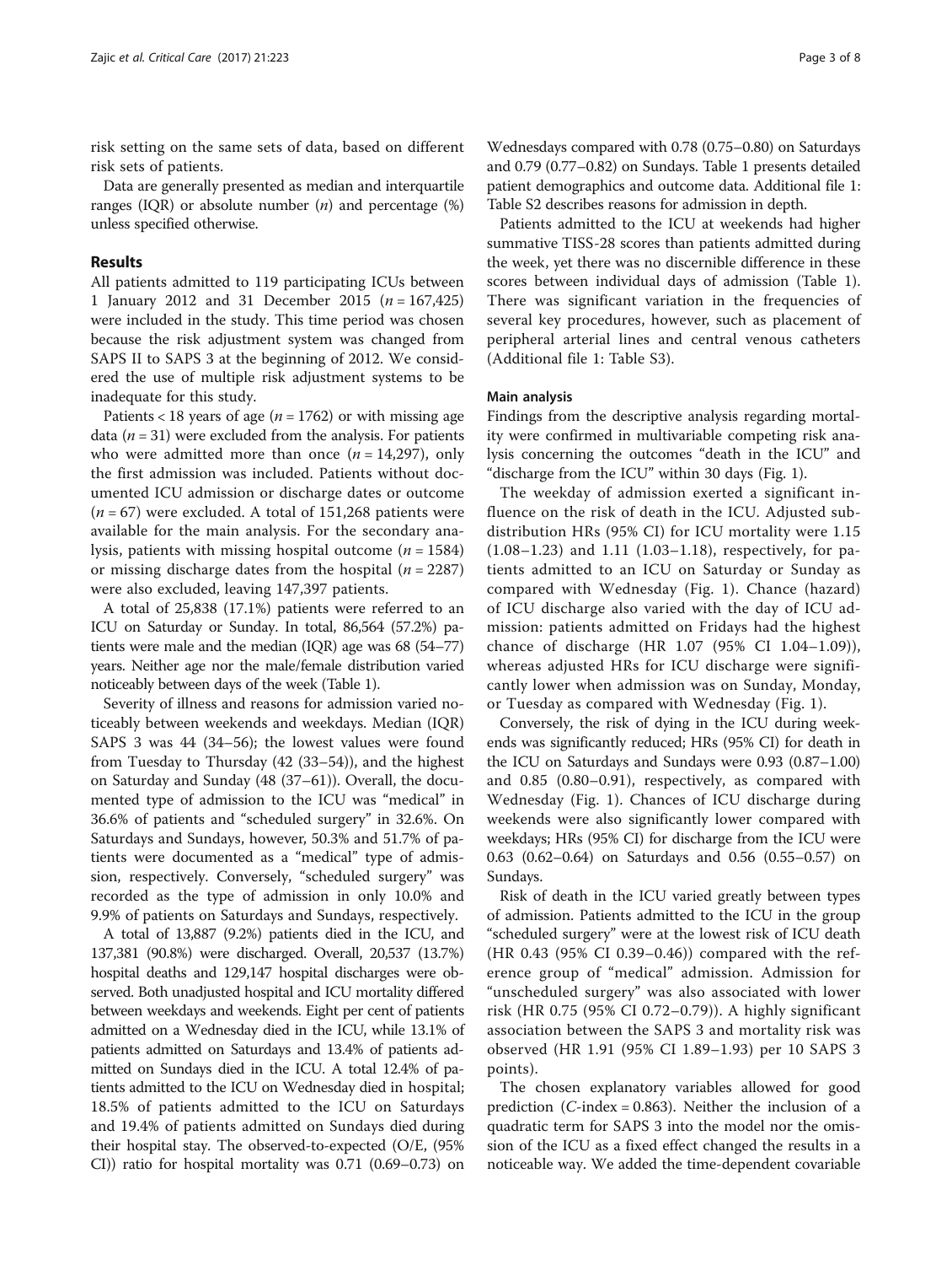risk setting on the same sets of data, based on different risk sets of patients.

Data are generally presented as median and interquartile ranges (IQR) or absolute number ($n$) and percentage (%) unless specified otherwise.

## Results

All patients admitted to 119 participating ICUs between 1 January 2012 and 31 December 2015 ($n$ = 167,425) were included in the study. This time period was chosen because the risk adjustment system was changed from SAPS II to SAPS 3 at the beginning of 2012. We considered the use of multiple risk adjustment systems to be inadequate for this study.

Patients < 18 years of age ($n$ = 1762) or with missing age data ($n$ = 31) were excluded from the analysis. For patients who were admitted more than once ($n$ = 14,297), only the first admission was included. Patients without documented ICU admission or discharge dates or outcome ($n$ = 67) were excluded. A total of 151,268 patients were available for the main analysis. For the secondary analysis, patients with missing hospital outcome ($n$ = 1584) or missing discharge dates from the hospital ($n$ = 2287) were also excluded, leaving 147,397 patients.

A total of 25,838 (17.1%) patients were referred to an ICU on Saturday or Sunday. In total, 86,564 (57.2%) patients were male and the median (IQR) age was 68 (54–77) years. Neither age nor the male/female distribution varied noticeably between days of the week (Table 1).

Severity of illness and reasons for admission varied noticeably between weekends and weekdays. Median (IQR) SAPS 3 was 44 (34–56); the lowest values were found from Tuesday to Thursday (42 (33–54)), and the highest on Saturday and Sunday (48 (37–61)). Overall, the documented type of admission to the ICU was "medical" in 36.6% of patients and "scheduled surgery" in 32.6%. On Saturdays and Sundays, however, 50.3% and 51.7% of patients were documented as a "medical" type of admission, respectively. Conversely, "scheduled surgery" was recorded as the type of admission in only 10.0% and 9.9% of patients on Saturdays and Sundays, respectively.

A total of 13,887 (9.2%) patients died in the ICU, and 137,381 (90.8%) were discharged. Overall, 20,537 (13.7%) hospital deaths and 129,147 hospital discharges were observed. Both unadjusted hospital and ICU mortality differed between weekdays and weekends. Eight per cent of patients admitted on a Wednesday died in the ICU, while 13.1% of patients admitted on Saturdays and 13.4% of patients admitted on Sundays died in the ICU. A total 12.4% of patients admitted to the ICU on Wednesday died in hospital; 18.5% of patients admitted to the ICU on Saturdays and 19.4% of patients admitted on Sundays died during their hospital stay. The observed-to-expected (O/E, (95% CI)) ratio for hospital mortality was 0.71 (0.69–0.73) on Wednesdays compared with 0.78 (0.75–0.80) on Saturdays and 0.79 (0.77–0.82) on Sundays. Table 1 presents detailed patient demographics and outcome data. Additional file 1: Table S2 describes reasons for admission in depth.

Patients admitted to the ICU at weekends had higher summative TISS-28 scores than patients admitted during the week, yet there was no discernible difference in these scores between individual days of admission (Table 1). There was significant variation in the frequencies of several key procedures, however, such as placement of peripheral arterial lines and central venous catheters (Additional file 1: Table S3).

### Main analysis

Findings from the descriptive analysis regarding mortality were confirmed in multivariable competing risk analysis concerning the outcomes "death in the ICU" and "discharge from the ICU" within 30 days (Fig. 1).

The weekday of admission exerted a significant influence on the risk of death in the ICU. Adjusted subdistribution HRs (95% CI) for ICU mortality were 1.15 (1.08–1.23) and 1.11 (1.03–1.18), respectively, for patients admitted to an ICU on Saturday or Sunday as compared with Wednesday (Fig. 1). Chance (hazard) of ICU discharge also varied with the day of ICU admission: patients admitted on Fridays had the highest chance of discharge (HR 1.07 (95% CI 1.04–1.09)), whereas adjusted HRs for ICU discharge were significantly lower when admission was on Sunday, Monday, or Tuesday as compared with Wednesday (Fig. 1).

Conversely, the risk of dying in the ICU during weekends was significantly reduced; HRs (95% CI) for death in the ICU on Saturdays and Sundays were 0.93 (0.87–1.00) and 0.85 (0.80–0.91), respectively, as compared with Wednesday (Fig. 1). Chances of ICU discharge during weekends were also significantly lower compared with weekdays; HRs (95% CI) for discharge from the ICU were 0.63 (0.62–0.64) on Saturdays and 0.56 (0.55–0.57) on Sundays.

Risk of death in the ICU varied greatly between types of admission. Patients admitted to the ICU in the group "scheduled surgery" were at the lowest risk of ICU death (HR 0.43 (95% CI 0.39–0.46)) compared with the reference group of "medical" admission. Admission for "unscheduled surgery" was also associated with lower risk (HR 0.75 (95% CI 0.72–0.79)). A highly significant association between the SAPS 3 and mortality risk was observed (HR 1.91 (95% CI 1.89–1.93) per 10 SAPS 3 points).

The chosen explanatory variables allowed for good prediction ($C$-index = 0.863). Neither the inclusion of a quadratic term for SAPS 3 into the model nor the omission of the ICU as a fixed effect changed the results in a noticeable way. We added the time-dependent covariable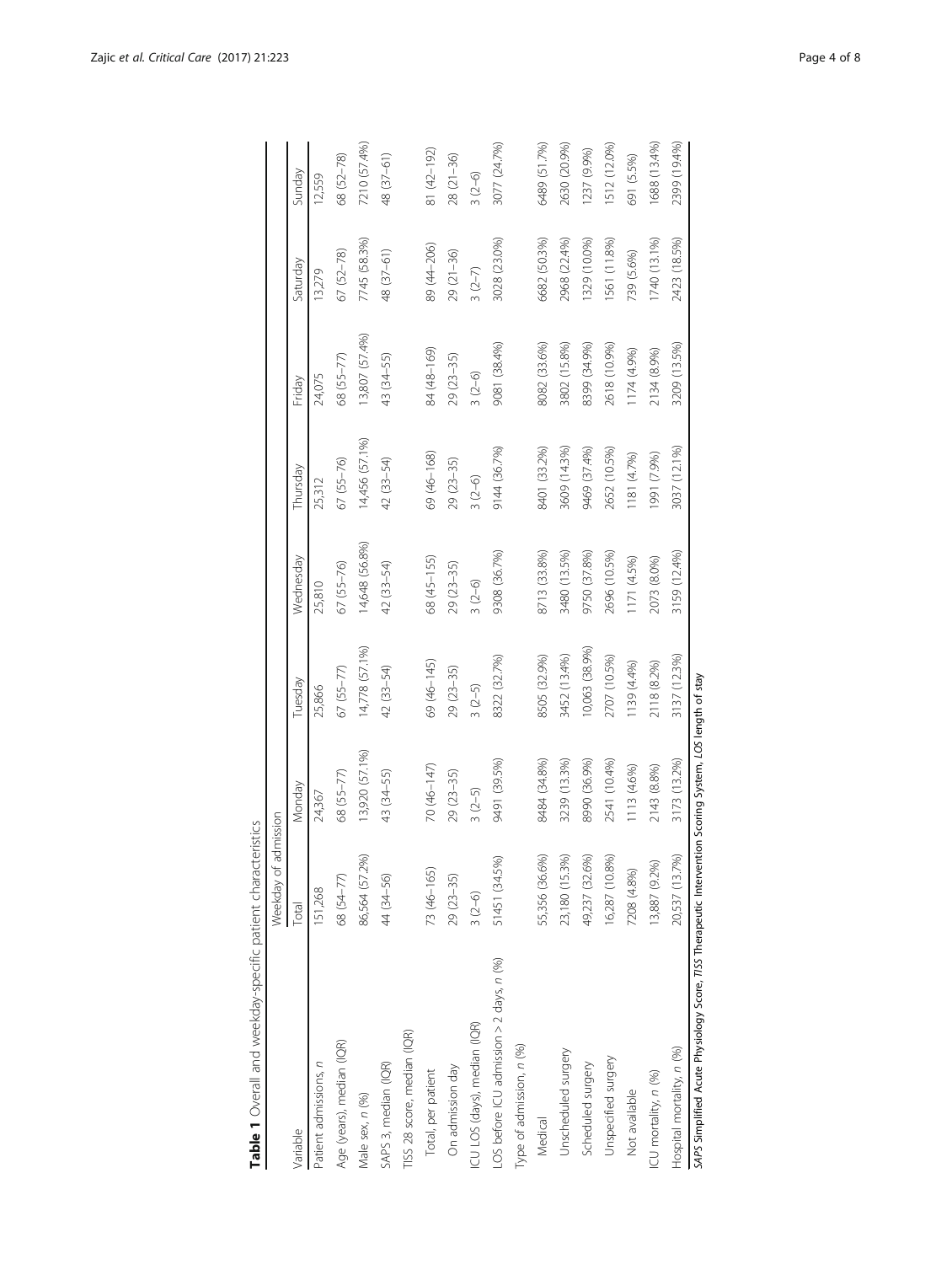**Table 1** Overall and weekday-specific patient characteristics

| Variable | Weekday of admission | | | | | | | |
|---|---|---|---|---|---|---|---|---|
| | Total | Monday | Tuesday | Wednesday | Thursday | Friday | Saturday | Sunday |
| Patient admissions, *n* | 151,268 | 24,367 | 25,866 | 25,810 | 25,312 | 24,075 | 13,279 | 12,559 |
| Age (years), median (IQR) | 68 (54–77) | 68 (55–77) | 67 (55–77) | 67 (55–76) | 67 (55–76) | 68 (55–77) | 67 (52–78) | 68 (52–78) |
| Male sex, *n* (%) | 86,564 (57.2%) | 13,920 (57.1%) | 14,778 (57.1%) | 14,648 (56.8%) | 14,456 (57.1%) | 13,807 (57.4%) | 7745 (58.3%) | 7210 (57.4%) |
| SAPS 3, median (IQR) | 44 (34–56) | 43 (34–55) | 42 (33–54) | 42 (33–54) | 42 (33–54) | 43 (34–55) | 48 (37–61) | 48 (37–61) |
| TISS 28 score, median (IQR) | | | | | | | | |
| Total, per patient | 73 (46–165) | 70 (46–147) | 69 (46–145) | 68 (45–155) | 69 (46–168) | 84 (48–169) | 89 (44–206) | 81 (42–192) |
| On admission day | 29 (23–35) | 29 (23–35) | 29 (23–35) | 29 (23–35) | 29 (23–35) | 29 (23–35) | 29 (21–36) | 28 (21–36) |
| ICU LOS (days), median (IQR) | 3 (2–6) | 3 (2–5) | 3 (2–5) | 3 (2–6) | 3 (2–6) | 3 (2–6) | 3 (2–7) | 3 (2–6) |
| LOS before ICU admission > 2 days, *n* (%) | 51451 (34.5%) | 9491 (39.5%) | 8322 (32.7%) | 9308 (36.7%) | 9144 (36.7%) | 9081 (38.4%) | 3028 (23.0%) | 3077 (24.7%) |
| Type of admission, *n* (%) | | | | | | | | |
| Medical | 55,356 (36.6%) | 8484 (34.8%) | 8505 (32.9%) | 8713 (33.8%) | 8401 (33.2%) | 8082 (33.6%) | 6682 (50.3%) | 6489 (51.7%) |
| Unscheduled surgery | 23,180 (15.3%) | 3239 (13.3%) | 3452 (13.4%) | 3480 (13.5%) | 3609 (14.3%) | 3802 (15.8%) | 2968 (22.4%) | 2630 (20.9%) |
| Scheduled surgery | 49,237 (32.6%) | 8990 (36.9%) | 10,063 (38.9%) | 9750 (37.8%) | 9469 (37.4%) | 8399 (34.9%) | 1329 (10.0%) | 1237 (9.9%) |
| Unspecified surgery | 16,287 (10.8%) | 2541 (10.4%) | 2707 (10.5%) | 2696 (10.5%) | 2652 (10.5%) | 2618 (10.9%) | 1561 (11.8%) | 1512 (12.0%) |
| Not available | 7208 (4.8%) | 1113 (4.6%) | 1139 (4.4%) | 1171 (4.5%) | 1181 (4.7%) | 1174 (4.9%) | 739 (5.6%) | 691 (5.5%) |
| ICU mortality, *n* (%) | 13,887 (9.2%) | 2143 (8.8%) | 2118 (8.2%) | 2073 (8.0%) | 1991 (7.9%) | 2134 (8.9%) | 1740 (13.1%) | 1688 (13.4%) |
| Hospital mortality, *n* (%) | 20,537 (13.7%) | 3173 (13.2%) | 3137 (12.3%) | 3159 (12.4%) | 3037 (12.1%) | 3209 (13.5%) | 2423 (18.5%) | 2399 (19.4%) |

*SAPS* Simplified Acute Physiology Score, *TISS* Therapeutic Intervention Scoring System, *LOS* length of stay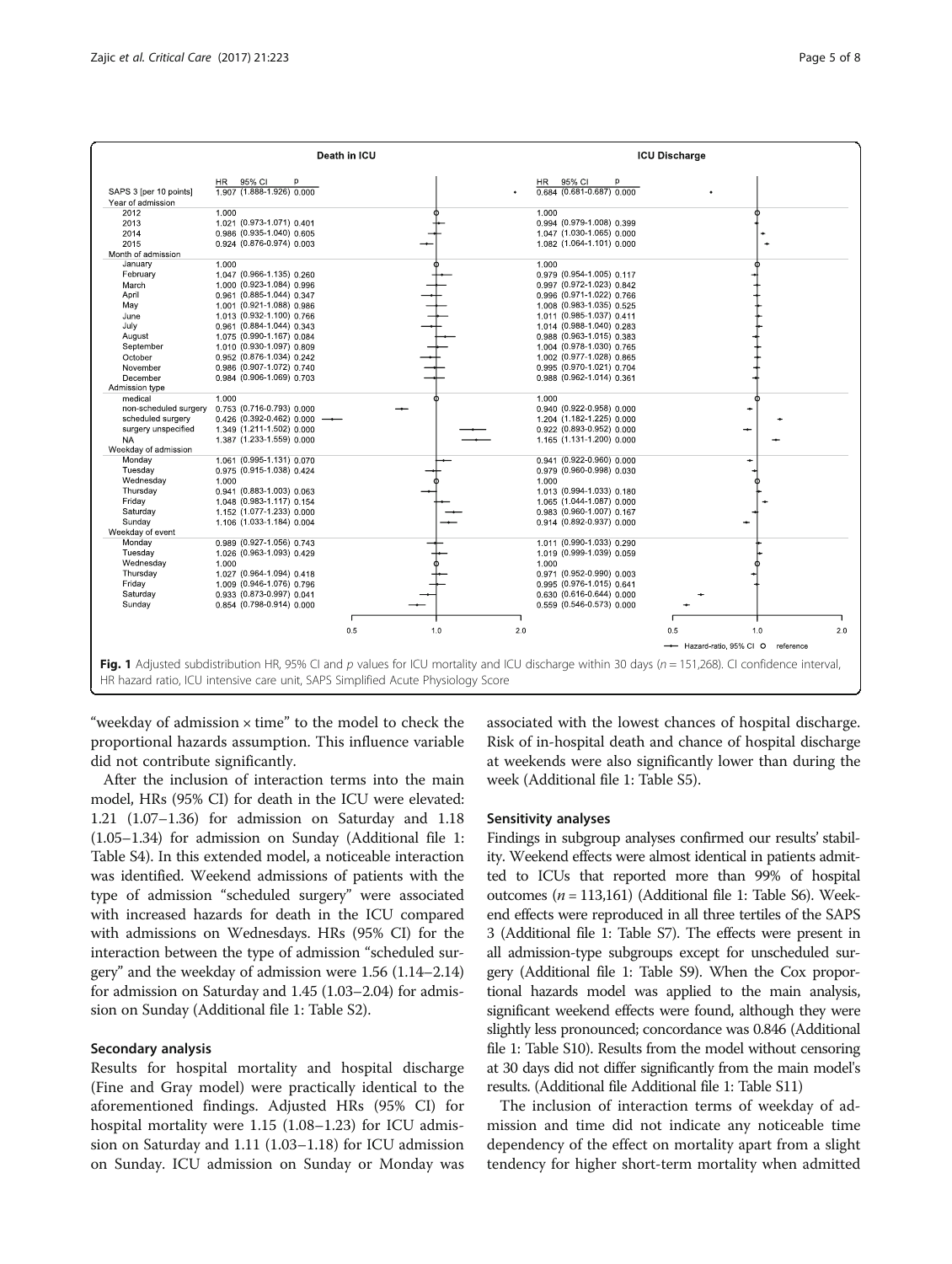| | Death in ICU HR | 95% CI | p | ICU Discharge HR | 95% CI | p |
|---|---|---|---|---|---|---|
| SAPS 3 [per 10 points] | 1.907 | (1.888-1.926) | 0.000 | 0.684 | (0.681-0.687) | 0.000 |
| **Year of admission** | | | | | | |
| 2012 | 1.000 | | | 1.000 | | |
| 2013 | 1.021 | (0.973-1.071) | 0.401 | 0.994 | (0.979-1.008) | 0.399 |
| 2014 | 0.986 | (0.935-1.040) | 0.605 | 1.047 | (1.030-1.065) | 0.000 |
| 2015 | 0.924 | (0.876-0.974) | 0.003 | 1.082 | (1.064-1.101) | 0.000 |
| **Month of admission** | | | | | | |
| January | 1.000 | | | 1.000 | | |
| February | 1.047 | (0.966-1.135) | 0.260 | 0.979 | (0.954-1.005) | 0.117 |
| March | 1.000 | (0.923-1.084) | 0.996 | 0.997 | (0.972-1.023) | 0.842 |
| April | 0.961 | (0.885-1.044) | 0.347 | 0.996 | (0.971-1.022) | 0.766 |
| May | 1.001 | (0.921-1.088) | 0.986 | 1.008 | (0.983-1.035) | 0.525 |
| June | 1.013 | (0.932-1.100) | 0.766 | 1.011 | (0.985-1.037) | 0.411 |
| July | 0.961 | (0.884-1.044) | 0.343 | 1.014 | (0.988-1.040) | 0.283 |
| August | 1.075 | (0.990-1.167) | 0.084 | 0.988 | (0.963-1.015) | 0.383 |
| September | 1.010 | (0.930-1.097) | 0.809 | 1.004 | (0.978-1.030) | 0.765 |
| October | 0.952 | (0.876-1.034) | 0.242 | 1.002 | (0.977-1.028) | 0.865 |
| November | 0.986 | (0.907-1.072) | 0.740 | 0.995 | (0.970-1.021) | 0.704 |
| December | 0.984 | (0.906-1.069) | 0.703 | 0.988 | (0.962-1.014) | 0.361 |
| **Admission type** | | | | | | |
| medical | 1.000 | | | 1.000 | | |
| non-scheduled surgery | 0.753 | (0.716-0.793) | 0.000 | 0.940 | (0.922-0.958) | 0.000 |
| scheduled surgery | 0.426 | (0.392-0.462) | 0.000 | 1.204 | (1.182-1.225) | 0.000 |
| surgery unspecified | 1.349 | (1.211-1.502) | 0.000 | 0.922 | (0.893-0.952) | 0.000 |
| NA | 1.387 | (1.233-1.559) | 0.000 | 1.165 | (1.131-1.200) | 0.000 |
| **Weekday of admission** | | | | | | |
| Monday | 1.061 | (0.995-1.131) | 0.070 | 0.941 | (0.922-0.960) | 0.000 |
| Tuesday | 0.975 | (0.915-1.038) | 0.424 | 0.979 | (0.960-0.998) | 0.030 |
| Wednesday | 1.000 | | | 1.000 | | |
| Thursday | 0.941 | (0.883-1.003) | 0.063 | 1.013 | (0.994-1.033) | 0.180 |
| Friday | 1.048 | (0.983-1.117) | 0.154 | 1.065 | (1.044-1.087) | 0.000 |
| Saturday | 1.152 | (1.077-1.233) | 0.000 | 0.983 | (0.960-1.007) | 0.167 |
| Sunday | 1.106 | (1.033-1.184) | 0.004 | 0.914 | (0.892-0.937) | 0.000 |
| **Weekday of event** | | | | | | |
| Monday | 0.989 | (0.927-1.056) | 0.743 | 1.011 | (0.990-1.033) | 0.290 |
| Tuesday | 1.026 | (0.963-1.093) | 0.429 | 1.019 | (0.999-1.039) | 0.059 |
| Wednesday | 1.000 | | | 1.000 | | |
| Thursday | 1.027 | (0.964-1.094) | 0.418 | 0.971 | (0.952-0.990) | 0.003 |
| Friday | 1.009 | (0.946-1.076) | 0.796 | 0.995 | (0.976-1.015) | 0.641 |
| Saturday | 0.933 | (0.873-0.997) | 0.041 | 0.630 | (0.616-0.644) | 0.000 |
| Sunday | 0.854 | (0.798-0.914) | 0.000 | 0.559 | (0.546-0.573) | 0.000 |

**Fig. 1** Adjusted subdistribution HR, 95% CI and *p* values for ICU mortality and ICU discharge within 30 days (*n* = 151,268). CI confidence interval, HR hazard ratio, ICU intensive care unit, SAPS Simplified Acute Physiology Score

"weekday of admission × time" to the model to check the proportional hazards assumption. This influence variable did not contribute significantly.

After the inclusion of interaction terms into the main model, HRs (95% CI) for death in the ICU were elevated: 1.21 (1.07–1.36) for admission on Saturday and 1.18 (1.05–1.34) for admission on Sunday (Additional file 1: Table S4). In this extended model, a noticeable interaction was identified. Weekend admissions of patients with the type of admission "scheduled surgery" were associated with increased hazards for death in the ICU compared with admissions on Wednesdays. HRs (95% CI) for the interaction between the type of admission "scheduled surgery" and the weekday of admission were 1.56 (1.14–2.14) for admission on Saturday and 1.45 (1.03–2.04) for admission on Sunday (Additional file 1: Table S2).

### Secondary analysis

Results for hospital mortality and hospital discharge (Fine and Gray model) were practically identical to the aforementioned findings. Adjusted HRs (95% CI) for hospital mortality were 1.15 (1.08–1.23) for ICU admission on Saturday and 1.11 (1.03–1.18) for ICU admission on Sunday. ICU admission on Sunday or Monday was associated with the lowest chances of hospital discharge. Risk of in-hospital death and chance of hospital discharge at weekends were also significantly lower than during the week (Additional file 1: Table S5).

### Sensitivity analyses

Findings in subgroup analyses confirmed our results' stability. Weekend effects were almost identical in patients admitted to ICUs that reported more than 99% of hospital outcomes (*n* = 113,161) (Additional file 1: Table S6). Weekend effects were reproduced in all three tertiles of the SAPS 3 (Additional file 1: Table S7). The effects were present in all admission-type subgroups except for unscheduled surgery (Additional file 1: Table S9). When the Cox proportional hazards model was applied to the main analysis, significant weekend effects were found, although they were slightly less pronounced; concordance was 0.846 (Additional file 1: Table S10). Results from the model without censoring at 30 days did not differ significantly from the main model's results. (Additional file Additional file 1: Table S11)

The inclusion of interaction terms of weekday of admission and time did not indicate any noticeable time dependency of the effect on mortality apart from a slight tendency for higher short-term mortality when admitted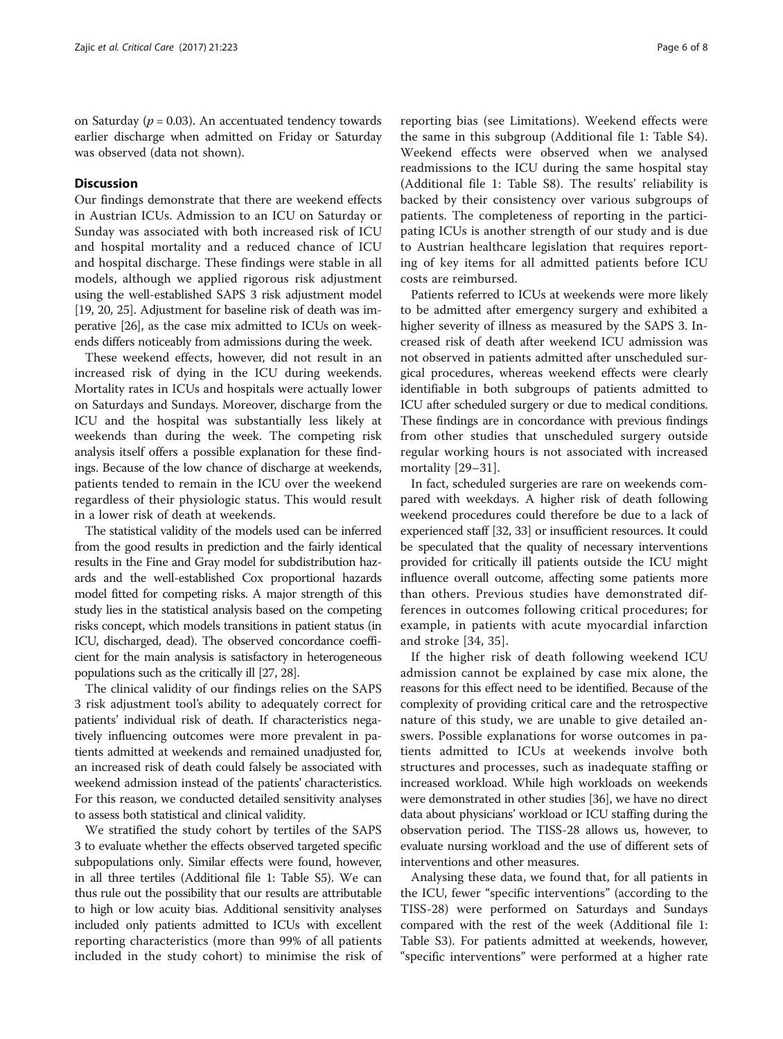on Saturday ($p = 0.03$). An accentuated tendency towards earlier discharge when admitted on Friday or Saturday was observed (data not shown).

## Discussion

Our findings demonstrate that there are weekend effects in Austrian ICUs. Admission to an ICU on Saturday or Sunday was associated with both increased risk of ICU and hospital mortality and a reduced chance of ICU and hospital discharge. These findings were stable in all models, although we applied rigorous risk adjustment using the well-established SAPS 3 risk adjustment model [19, 20, 25]. Adjustment for baseline risk of death was imperative [26], as the case mix admitted to ICUs on weekends differs noticeably from admissions during the week.

These weekend effects, however, did not result in an increased risk of dying in the ICU during weekends. Mortality rates in ICUs and hospitals were actually lower on Saturdays and Sundays. Moreover, discharge from the ICU and the hospital was substantially less likely at weekends than during the week. The competing risk analysis itself offers a possible explanation for these findings. Because of the low chance of discharge at weekends, patients tended to remain in the ICU over the weekend regardless of their physiologic status. This would result in a lower risk of death at weekends.

The statistical validity of the models used can be inferred from the good results in prediction and the fairly identical results in the Fine and Gray model for subdistribution hazards and the well-established Cox proportional hazards model fitted for competing risks. A major strength of this study lies in the statistical analysis based on the competing risks concept, which models transitions in patient status (in ICU, discharged, dead). The observed concordance coefficient for the main analysis is satisfactory in heterogeneous populations such as the critically ill [27, 28].

The clinical validity of our findings relies on the SAPS 3 risk adjustment tool's ability to adequately correct for patients' individual risk of death. If characteristics negatively influencing outcomes were more prevalent in patients admitted at weekends and remained unadjusted for, an increased risk of death could falsely be associated with weekend admission instead of the patients' characteristics. For this reason, we conducted detailed sensitivity analyses to assess both statistical and clinical validity.

We stratified the study cohort by tertiles of the SAPS 3 to evaluate whether the effects observed targeted specific subpopulations only. Similar effects were found, however, in all three tertiles (Additional file 1: Table S5). We can thus rule out the possibility that our results are attributable to high or low acuity bias. Additional sensitivity analyses included only patients admitted to ICUs with excellent reporting characteristics (more than 99% of all patients included in the study cohort) to minimise the risk of reporting bias (see Limitations). Weekend effects were the same in this subgroup (Additional file 1: Table S4). Weekend effects were observed when we analysed readmissions to the ICU during the same hospital stay (Additional file 1: Table S8). The results' reliability is backed by their consistency over various subgroups of patients. The completeness of reporting in the participating ICUs is another strength of our study and is due to Austrian healthcare legislation that requires reporting of key items for all admitted patients before ICU costs are reimbursed.

Patients referred to ICUs at weekends were more likely to be admitted after emergency surgery and exhibited a higher severity of illness as measured by the SAPS 3. Increased risk of death after weekend ICU admission was not observed in patients admitted after unscheduled surgical procedures, whereas weekend effects were clearly identifiable in both subgroups of patients admitted to ICU after scheduled surgery or due to medical conditions. These findings are in concordance with previous findings from other studies that unscheduled surgery outside regular working hours is not associated with increased mortality [29–31].

In fact, scheduled surgeries are rare on weekends compared with weekdays. A higher risk of death following weekend procedures could therefore be due to a lack of experienced staff [32, 33] or insufficient resources. It could be speculated that the quality of necessary interventions provided for critically ill patients outside the ICU might influence overall outcome, affecting some patients more than others. Previous studies have demonstrated differences in outcomes following critical procedures; for example, in patients with acute myocardial infarction and stroke [34, 35].

If the higher risk of death following weekend ICU admission cannot be explained by case mix alone, the reasons for this effect need to be identified. Because of the complexity of providing critical care and the retrospective nature of this study, we are unable to give detailed answers. Possible explanations for worse outcomes in patients admitted to ICUs at weekends involve both structures and processes, such as inadequate staffing or increased workload. While high workloads on weekends were demonstrated in other studies [36], we have no direct data about physicians' workload or ICU staffing during the observation period. The TISS-28 allows us, however, to evaluate nursing workload and the use of different sets of interventions and other measures.

Analysing these data, we found that, for all patients in the ICU, fewer "specific interventions" (according to the TISS-28) were performed on Saturdays and Sundays compared with the rest of the week (Additional file 1: Table S3). For patients admitted at weekends, however, "specific interventions" were performed at a higher rate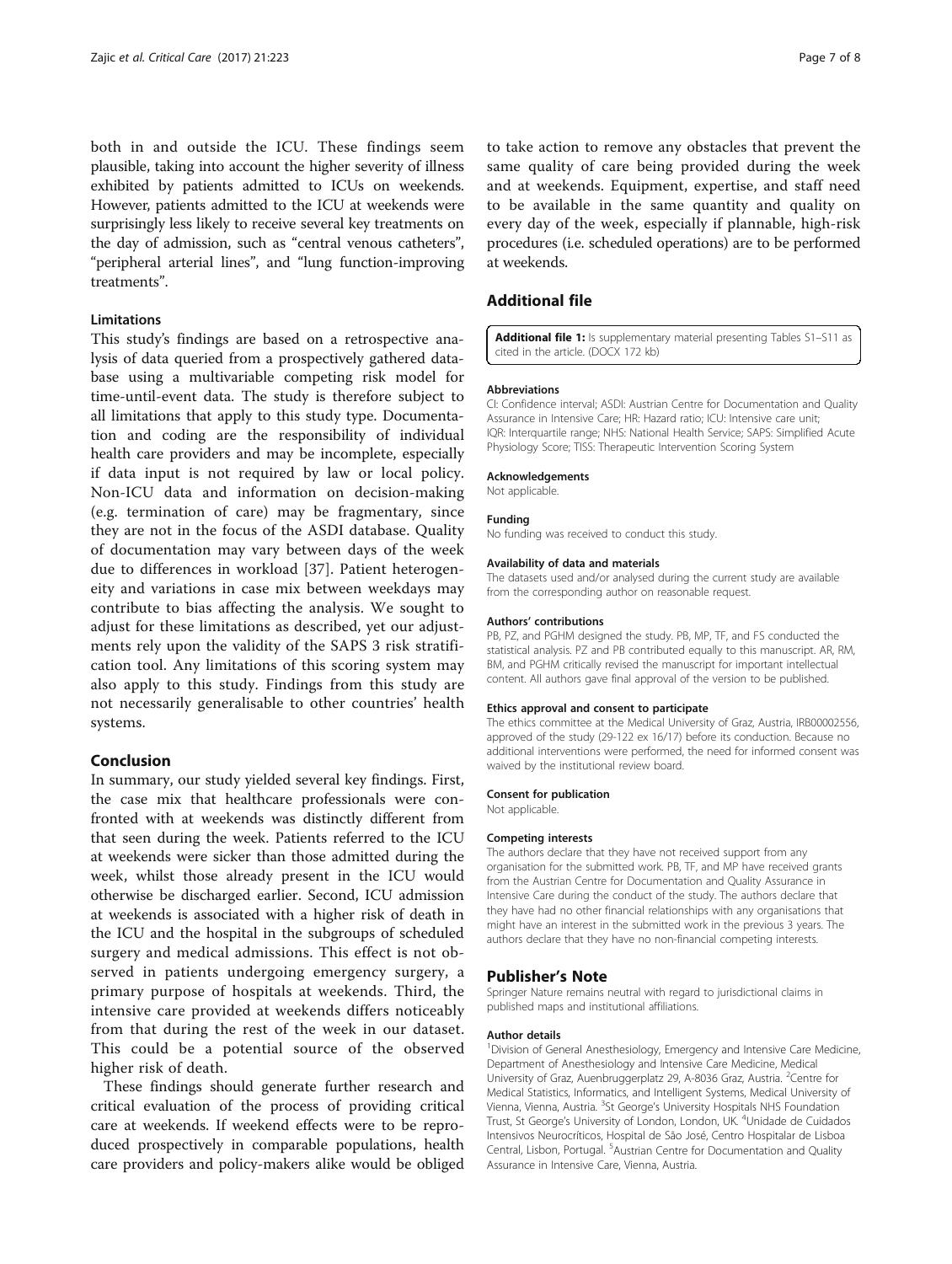both in and outside the ICU. These findings seem plausible, taking into account the higher severity of illness exhibited by patients admitted to ICUs on weekends. However, patients admitted to the ICU at weekends were surprisingly less likely to receive several key treatments on the day of admission, such as "central venous catheters", "peripheral arterial lines", and "lung function-improving treatments".

### Limitations

This study's findings are based on a retrospective analysis of data queried from a prospectively gathered database using a multivariable competing risk model for time-until-event data. The study is therefore subject to all limitations that apply to this study type. Documentation and coding are the responsibility of individual health care providers and may be incomplete, especially if data input is not required by law or local policy. Non-ICU data and information on decision-making (e.g. termination of care) may be fragmentary, since they are not in the focus of the ASDI database. Quality of documentation may vary between days of the week due to differences in workload [37]. Patient heterogeneity and variations in case mix between weekdays may contribute to bias affecting the analysis. We sought to adjust for these limitations as described, yet our adjustments rely upon the validity of the SAPS 3 risk stratification tool. Any limitations of this scoring system may also apply to this study. Findings from this study are not necessarily generalisable to other countries' health systems.

## Conclusion

In summary, our study yielded several key findings. First, the case mix that healthcare professionals were confronted with at weekends was distinctly different from that seen during the week. Patients referred to the ICU at weekends were sicker than those admitted during the week, whilst those already present in the ICU would otherwise be discharged earlier. Second, ICU admission at weekends is associated with a higher risk of death in the ICU and the hospital in the subgroups of scheduled surgery and medical admissions. This effect is not observed in patients undergoing emergency surgery, a primary purpose of hospitals at weekends. Third, the intensive care provided at weekends differs noticeably from that during the rest of the week in our dataset. This could be a potential source of the observed higher risk of death.

These findings should generate further research and critical evaluation of the process of providing critical care at weekends. If weekend effects were to be reproduced prospectively in comparable populations, health care providers and policy-makers alike would be obliged to take action to remove any obstacles that prevent the same quality of care being provided during the week and at weekends. Equipment, expertise, and staff need to be available in the same quantity and quality on every day of the week, especially if plannable, high-risk procedures (i.e. scheduled operations) are to be performed at weekends.

## Additional file

**Additional file 1:** Is supplementary material presenting Tables S1–S11 as cited in the article. (DOCX 172 kb)

#### Abbreviations

CI: Confidence interval; ASDI: Austrian Centre for Documentation and Quality Assurance in Intensive Care; HR: Hazard ratio; ICU: Intensive care unit; IQR: Interquartile range; NHS: National Health Service; SAPS: Simplified Acute Physiology Score; TISS: Therapeutic Intervention Scoring System

#### Acknowledgements

Not applicable.

#### Funding

No funding was received to conduct this study.

#### Availability of data and materials

The datasets used and/or analysed during the current study are available from the corresponding author on reasonable request.

#### Authors' contributions

PB, PZ, and PGHM designed the study. PB, MP, TF, and FS conducted the statistical analysis. PZ and PB contributed equally to this manuscript. AR, RM, BM, and PGHM critically revised the manuscript for important intellectual content. All authors gave final approval of the version to be published.

#### Ethics approval and consent to participate

The ethics committee at the Medical University of Graz, Austria, IRB00002556, approved of the study (29-122 ex 16/17) before its conduction. Because no additional interventions were performed, the need for informed consent was waived by the institutional review board.

#### Consent for publication

Not applicable.

#### Competing interests

The authors declare that they have not received support from any organisation for the submitted work. PB, TF, and MP have received grants from the Austrian Centre for Documentation and Quality Assurance in Intensive Care during the conduct of the study. The authors declare that they have had no other financial relationships with any organisations that might have an interest in the submitted work in the previous 3 years. The authors declare that they have no non-financial competing interests.

## Publisher's Note

Springer Nature remains neutral with regard to jurisdictional claims in published maps and institutional affiliations.

#### Author details

[1]Division of General Anesthesiology, Emergency and Intensive Care Medicine, Department of Anesthesiology and Intensive Care Medicine, Medical University of Graz, Auenbruggerplatz 29, A-8036 Graz, Austria. [2]Centre for Medical Statistics, Informatics, and Intelligent Systems, Medical University of Vienna, Vienna, Austria. [3]St George's University Hospitals NHS Foundation Trust, St George's University of London, London, UK. [4]Unidade de Cuidados Intensivos Neurocríticos, Hospital de São José, Centro Hospitalar de Lisboa Central, Lisbon, Portugal. [5]Austrian Centre for Documentation and Quality Assurance in Intensive Care, Vienna, Austria.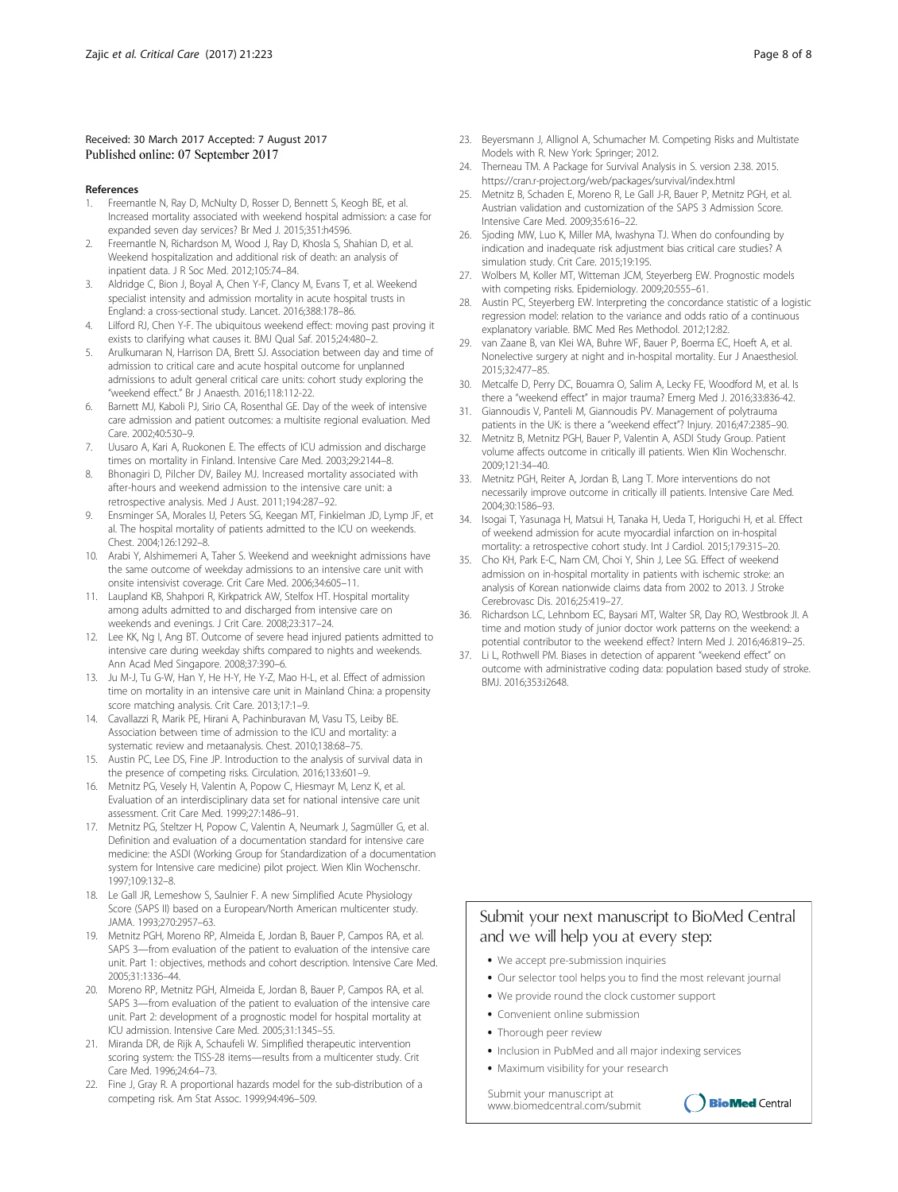Received: 30 March 2017 Accepted: 7 August 2017
Published online: 07 September 2017

## References

1. Freemantle N, Ray D, McNulty D, Rosser D, Bennett S, Keogh BE, et al. Increased mortality associated with weekend hospital admission: a case for expanded seven day services? Br Med J. 2015;351:h4596.
2. Freemantle N, Richardson M, Wood J, Ray D, Khosla S, Shahian D, et al. Weekend hospitalization and additional risk of death: an analysis of inpatient data. J R Soc Med. 2012;105:74–84.
3. Aldridge C, Bion J, Boyal A, Chen Y-F, Clancy M, Evans T, et al. Weekend specialist intensity and admission mortality in acute hospital trusts in England: a cross-sectional study. Lancet. 2016;388:178–86.
4. Lilford RJ, Chen Y-F. The ubiquitous weekend effect: moving past proving it exists to clarifying what causes it. BMJ Qual Saf. 2015;24:480–2.
5. Arulkumaran N, Harrison DA, Brett SJ. Association between day and time of admission to critical care and acute hospital outcome for unplanned admissions to adult general critical care units: cohort study exploring the "weekend effect." Br J Anaesth. 2016;118:112-22.
6. Barnett MJ, Kaboli PJ, Sirio CA, Rosenthal GE. Day of the week of intensive care admission and patient outcomes: a multisite regional evaluation. Med Care. 2002;40:530–9.
7. Uusaro A, Kari A, Ruokonen E. The effects of ICU admission and discharge times on mortality in Finland. Intensive Care Med. 2003;29:2144–8.
8. Bhonagiri D, Pilcher DV, Bailey MJ. Increased mortality associated with after-hours and weekend admission to the intensive care unit: a retrospective analysis. Med J Aust. 2011;194:287–92.
9. Ensminger SA, Morales IJ, Peters SG, Keegan MT, Finkielman JD, Lymp JF, et al. The hospital mortality of patients admitted to the ICU on weekends. Chest. 2004;126:1292–8.
10. Arabi Y, Alshimemeri A, Taher S. Weekend and weeknight admissions have the same outcome of weekday admissions to an intensive care unit with onsite intensivist coverage. Crit Care Med. 2006;34:605–11.
11. Laupland KB, Shahpori R, Kirkpatrick AW, Stelfox HT. Hospital mortality among adults admitted to and discharged from intensive care on weekends and evenings. J Crit Care. 2008;23:317–24.
12. Lee KK, Ng I, Ang BT. Outcome of severe head injured patients admitted to intensive care during weekday shifts compared to nights and weekends. Ann Acad Med Singapore. 2008;37:390–6.
13. Ju M-J, Tu G-W, Han Y, He H-Y, He Y-Z, Mao H-L, et al. Effect of admission time on mortality in an intensive care unit in Mainland China: a propensity score matching analysis. Crit Care. 2013;17:1–9.
14. Cavallazzi R, Marik PE, Hirani A, Pachinburavan M, Vasu TS, Leiby BE. Association between time of admission to the ICU and mortality: a systematic review and metaanalysis. Chest. 2010;138:68–75.
15. Austin PC, Lee DS, Fine JP. Introduction to the analysis of survival data in the presence of competing risks. Circulation. 2016;133:601–9.
16. Metnitz PG, Vesely H, Valentin A, Popow C, Hiesmayr M, Lenz K, et al. Evaluation of an interdisciplinary data set for national intensive care unit assessment. Crit Care Med. 1999;27:1486–91.
17. Metnitz PG, Steltzer H, Popow C, Valentin A, Neumark J, Sagmüller G, et al. Definition and evaluation of a documentation standard for intensive care medicine: the ASDI (Working Group for Standardization of a documentation system for Intensive care medicine) pilot project. Wien Klin Wochenschr. 1997;109:132–8.
18. Le Gall JR, Lemeshow S, Saulnier F. A new Simplified Acute Physiology Score (SAPS II) based on a European/North American multicenter study. JAMA. 1993;270:2957–63.
19. Metnitz PGH, Moreno RP, Almeida E, Jordan B, Bauer P, Campos RA, et al. SAPS 3—from evaluation of the patient to evaluation of the intensive care unit. Part 1: objectives, methods and cohort description. Intensive Care Med. 2005;31:1336–44.
20. Moreno RP, Metnitz PGH, Almeida E, Jordan B, Bauer P, Campos RA, et al. SAPS 3—from evaluation of the patient to evaluation of the intensive care unit. Part 2: development of a prognostic model for hospital mortality at ICU admission. Intensive Care Med. 2005;31:1345–55.
21. Miranda DR, de Rijk A, Schaufeli W. Simplified therapeutic intervention scoring system: the TISS-28 items—results from a multicenter study. Crit Care Med. 1996;24:64–73.
22. Fine J, Gray R. A proportional hazards model for the sub-distribution of a competing risk. Am Stat Assoc. 1999;94:496–509.
23. Beyersmann J, Allignol A, Schumacher M. Competing Risks and Multistate Models with R. New York: Springer; 2012.
24. Therneau TM. A Package for Survival Analysis in S. version 2.38. 2015. https://cran.r-project.org/web/packages/survival/index.html
25. Metnitz B, Schaden E, Moreno R, Le Gall J-R, Bauer P, Metnitz PGH, et al. Austrian validation and customization of the SAPS 3 Admission Score. Intensive Care Med. 2009;35:616–22.
26. Sjoding MW, Luo K, Miller MA, Iwashyna TJ. When do confounding by indication and inadequate risk adjustment bias critical care studies? A simulation study. Crit Care. 2015;19:195.
27. Wolbers M, Koller MT, Witteman JCM, Steyerberg EW. Prognostic models with competing risks. Epidemiology. 2009;20:555–61.
28. Austin PC, Steyerberg EW. Interpreting the concordance statistic of a logistic regression model: relation to the variance and odds ratio of a continuous explanatory variable. BMC Med Res Methodol. 2012;12:82.
29. van Zaane B, van Klei WA, Buhre WF, Bauer P, Boerma EC, Hoeft A, et al. Nonelective surgery at night and in-hospital mortality. Eur J Anaesthesiol. 2015;32:477–85.
30. Metcalfe D, Perry DC, Bouamra O, Salim A, Lecky FE, Woodford M, et al. Is there a "weekend effect" in major trauma? Emerg Med J. 2016;33:836-42.
31. Giannoudis V, Panteli M, Giannoudis PV. Management of polytrauma patients in the UK: is there a "weekend effect"? Injury. 2016;47:2385–90.
32. Metnitz B, Metnitz PGH, Bauer P, Valentin A, ASDI Study Group. Patient volume affects outcome in critically ill patients. Wien Klin Wochenschr. 2009;121:34–40.
33. Metnitz PGH, Reiter A, Jordan B, Lang T. More interventions do not necessarily improve outcome in critically ill patients. Intensive Care Med. 2004;30:1586–93.
34. Isogai T, Yasunaga H, Matsui H, Tanaka H, Ueda T, Horiguchi H, et al. Effect of weekend admission for acute myocardial infarction on in-hospital mortality: a retrospective cohort study. Int J Cardiol. 2015;179:315–20.
35. Cho KH, Park E-C, Nam CM, Choi Y, Shin J, Lee SG. Effect of weekend admission on in-hospital mortality in patients with ischemic stroke: an analysis of Korean nationwide claims data from 2002 to 2013. J Stroke Cerebrovasc Dis. 2016;25:419–27.
36. Richardson LC, Lehnbom EC, Baysari MT, Walter SR, Day RO, Westbrook JI. A time and motion study of junior doctor work patterns on the weekend: a potential contributor to the weekend effect? Intern Med J. 2016;46:819–25.
37. Li L, Rothwell PM. Biases in detection of apparent "weekend effect" on outcome with administrative coding data: population based study of stroke. BMJ. 2016;353:i2648.

Submit your next manuscript to BioMed Central and we will help you at every step:

- We accept pre-submission inquiries
- Our selector tool helps you to find the most relevant journal
- We provide round the clock customer support
- Convenient online submission
- Thorough peer review
- Inclusion in PubMed and all major indexing services
- Maximum visibility for your research

Submit your manuscript at
www.biomedcentral.com/submit

BioMed Central